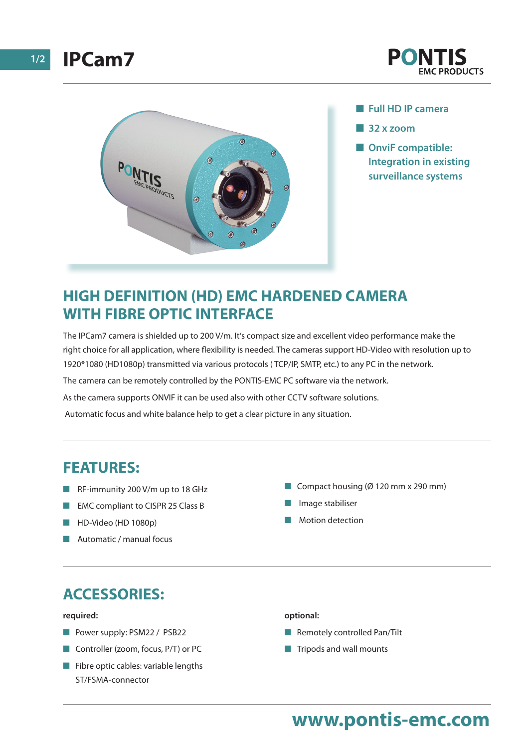# IPCam7

**PONTIS**
EMC PRODUCTS

- Full HD IP camera
- 32 x zoom
- OnviF compatible: Integration in existing surveillance systems

## HIGH DEFINITION (HD) EMC HARDENED CAMERA WITH FIBRE OPTIC INTERFACE

The IPCam7 camera is shielded up to 200 V/m. It's compact size and excellent video performance make the right choice for all application, where flexibility is needed. The cameras support HD-Video with resolution up to 1920*1080 (HD1080p) transmitted via various protocols ( TCP/IP, SMTP, etc.) to any PC in the network.

The camera can be remotely controlled by the PONTIS-EMC PC software via the network.

As the camera supports ONVIF it can be used also with other CCTV software solutions.

Automatic focus and white balance help to get a clear picture in any situation.

## FEATURES:

- RF-immunity 200 V/m up to 18 GHz
- EMC compliant to CISPR 25 Class B
- HD-Video (HD 1080p)
- Automatic / manual focus
- Compact housing (Ø 120 mm x 290 mm)
- Image stabiliser
- Motion detection

## ACCESSORIES:

**required:**

- Power supply: PSM22 / PSB22
- Controller (zoom, focus, P/T) or PC
- Fibre optic cables: variable lengths ST/FSMA-connector

**optional:**

- Remotely controlled Pan/Tilt
- Tripods and wall mounts

**www.pontis-emc.com**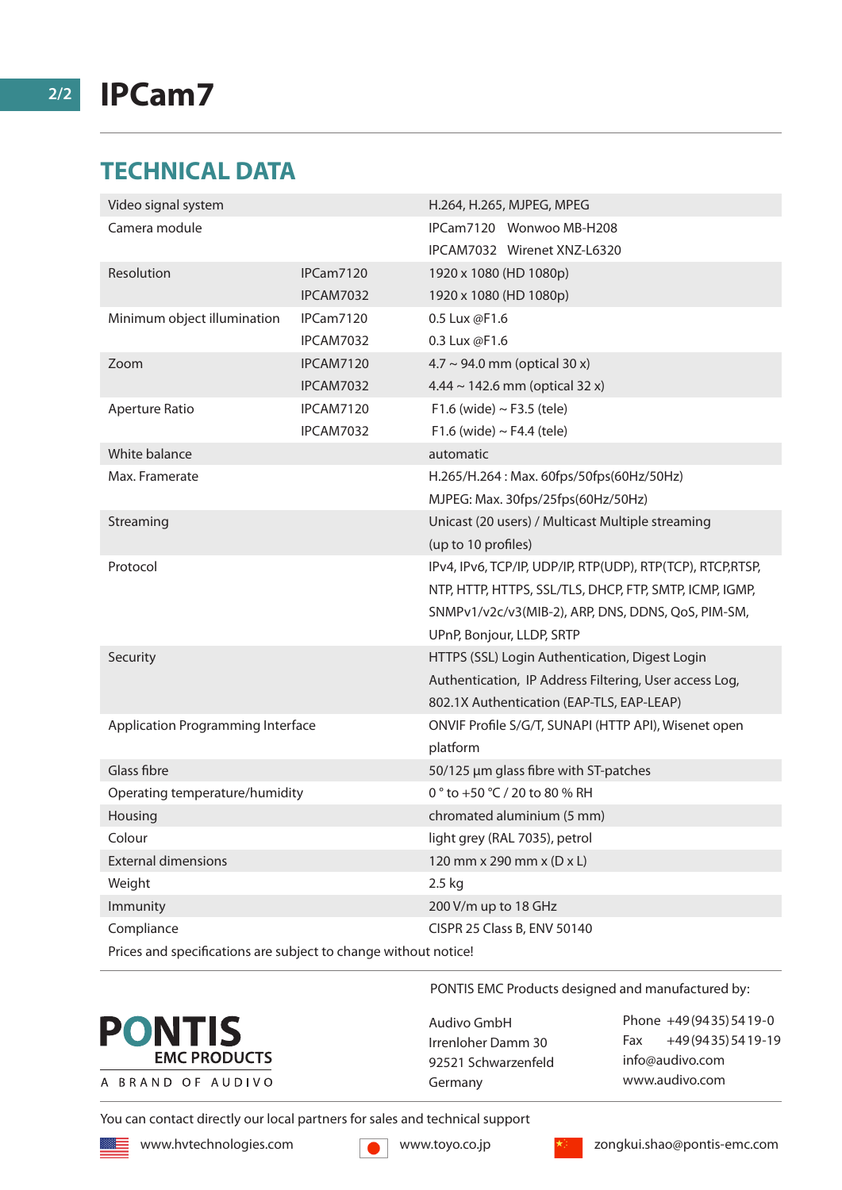# IPCam7

## TECHNICAL DATA

| | | |
|---|---|---|
| Video signal system | | H.264, H.265, MJPEG, MPEG |
| Camera module | | IPCam7120 Wonwoo MB-H208<br>IPCAM7032 Wirenet XNZ-L6320 |
| Resolution | IPCam7120<br>IPCAM7032 | 1920 x 1080 (HD 1080p)<br>1920 x 1080 (HD 1080p) |
| Minimum object illumination | IPCam7120<br>IPCAM7032 | 0.5 Lux @F1.6<br>0.3 Lux @F1.6 |
| Zoom | IPCAM7120<br>IPCAM7032 | 4.7 ~ 94.0 mm (optical 30 x)<br>4.44 ~ 142.6 mm (optical 32 x) |
| Aperture Ratio | IPCAM7120<br>IPCAM7032 | F1.6 (wide) ~ F3.5 (tele)<br>F1.6 (wide) ~ F4.4 (tele) |
| White balance | | automatic |
| Max. Framerate | | H.265/H.264 : Max. 60fps/50fps(60Hz/50Hz)<br>MJPEG: Max. 30fps/25fps(60Hz/50Hz) |
| Streaming | | Unicast (20 users) / Multicast Multiple streaming (up to 10 profiles) |
| Protocol | | IPv4, IPv6, TCP/IP, UDP/IP, RTP(UDP), RTP(TCP), RTCP,RTSP, NTP, HTTP, HTTPS, SSL/TLS, DHCP, FTP, SMTP, ICMP, IGMP, SNMPv1/v2c/v3(MIB-2), ARP, DNS, DDNS, QoS, PIM-SM, UPnP, Bonjour, LLDP, SRTP |
| Security | | HTTPS (SSL) Login Authentication, Digest Login Authentication, IP Address Filtering, User access Log, 802.1X Authentication (EAP-TLS, EAP-LEAP) |
| Application Programming Interface | | ONVIF Profile S/G/T, SUNAPI (HTTP API), Wisenet open platform |
| Glass fibre | | 50/125 µm glass fibre with ST-patches |
| Operating temperature/humidity | | 0 ° to +50 °C / 20 to 80 % RH |
| Housing | | chromated aluminium (5 mm) |
| Colour | | light grey (RAL 7035), petrol |
| External dimensions | | 120 mm x 290 mm x (D x L) |
| Weight | | 2.5 kg |
| Immunity | | 200 V/m up to 18 GHz |
| Compliance | | CISPR 25 Class B, ENV 50140 |

Prices and specifications are subject to change without notice!

**PONTIS** EMC PRODUCTS
A BRAND OF AUDIVO

PONTIS EMC Products designed and manufactured by:

Audivo GmbH
Irrenloher Damm 30
92521 Schwarzenfeld
Germany

Phone +49 (9435) 5419-0
Fax +49 (9435) 5419-19
info@audivo.com
www.audivo.com

You can contact directly our local partners for sales and technical support

www.hvtechnologies.com

www.toyo.co.jp

zongkui.shao@pontis-emc.com